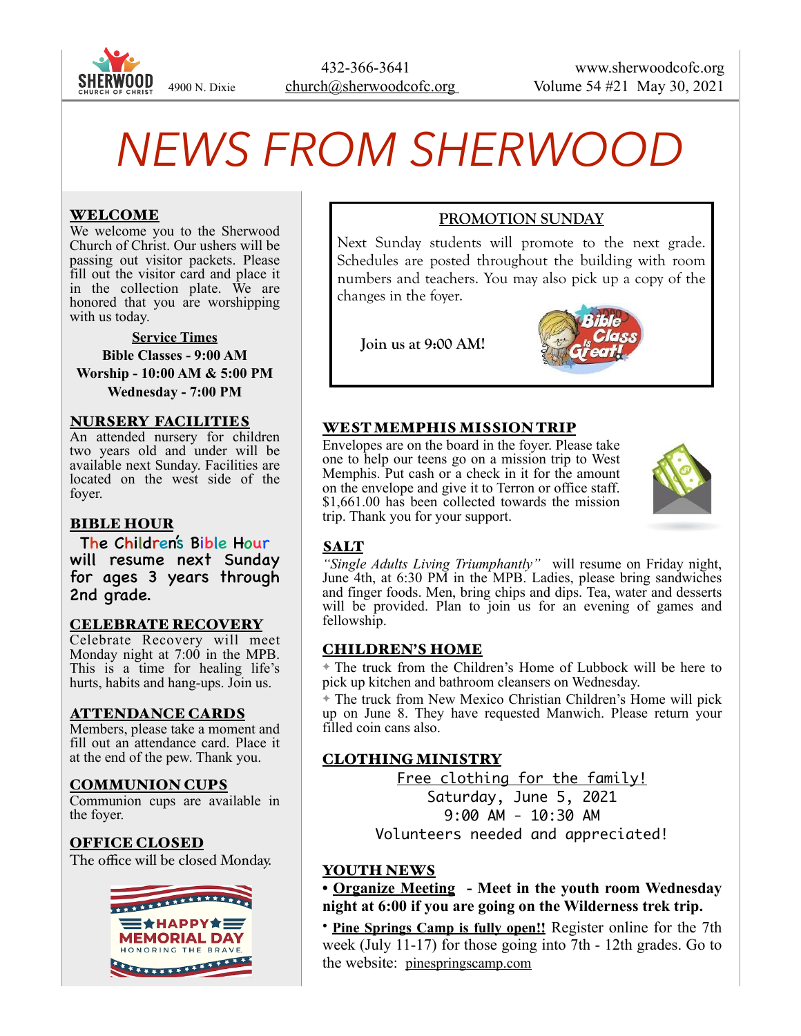SHERWOOD CHURCH OF CHRIST 4900 N. Dixie

432-366-3641
church@sherwoodcofc.org

www.sherwoodcofc.org
Volume 54 #21 May 30, 2021

# NEWS FROM SHERWOOD

## WELCOME

We welcome you to the Sherwood Church of Christ. Our ushers will be passing out visitor packets. Please fill out the visitor card and place it in the collection plate. We are honored that you are worshipping with us today.

**Service Times**
**Bible Classes - 9:00 AM**
**Worship - 10:00 AM & 5:00 PM**
**Wednesday - 7:00 PM**

## NURSERY FACILITIES

An attended nursery for children two years old and under will be available next Sunday. Facilities are located on the west side of the foyer.

## BIBLE HOUR

The Children's Bible Hour will resume next Sunday for ages 3 years through 2nd grade.

## CELEBRATE RECOVERY

Celebrate Recovery will meet Monday night at 7:00 in the MPB. This is a time for healing life's hurts, habits and hang-ups. Join us.

## ATTENDANCE CARDS

Members, please take a moment and fill out an attendance card. Place it at the end of the pew. Thank you.

## COMMUNION CUPS

Communion cups are available in the foyer.

## OFFICE CLOSED

The office will be closed Monday.

HAPPY MEMORIAL DAY
HONORING THE BRAVE

## PROMOTION SUNDAY

Next Sunday students will promote to the next grade. Schedules are posted throughout the building with room numbers and teachers. You may also pick up a copy of the changes in the foyer.

Join us at 9:00 AM!

Bible Class is Great!

## WEST MEMPHIS MISSION TRIP

Envelopes are on the board in the foyer. Please take one to help our teens go on a mission trip to West Memphis. Put cash or a check in it for the amount on the envelope and give it to Terron or office staff. $1,661.00 has been collected towards the mission trip. Thank you for your support.

## SALT

*"Single Adults Living Triumphantly"* will resume on Friday night, June 4th, at 6:30 PM in the MPB. Ladies, please bring sandwiches and finger foods. Men, bring chips and dips. Tea, water and desserts will be provided. Plan to join us for an evening of games and fellowship.

## CHILDREN'S HOME

- The truck from the Children's Home of Lubbock will be here to pick up kitchen and bathroom cleansers on Wednesday.
- The truck from New Mexico Christian Children's Home will pick up on June 8. They have requested Manwich. Please return your filled coin cans also.

## CLOTHING MINISTRY

Free clothing for the family!
Saturday, June 5, 2021
9:00 AM - 10:30 AM
Volunteers needed and appreciated!

## YOUTH NEWS

- **Organize Meeting - Meet in the youth room Wednesday night at 6:00 if you are going on the Wilderness trek trip.**
- **Pine Springs Camp is fully open!!** Register online for the 7th week (July 11-17) for those going into 7th - 12th grades. Go to the website: pinespringscamp.com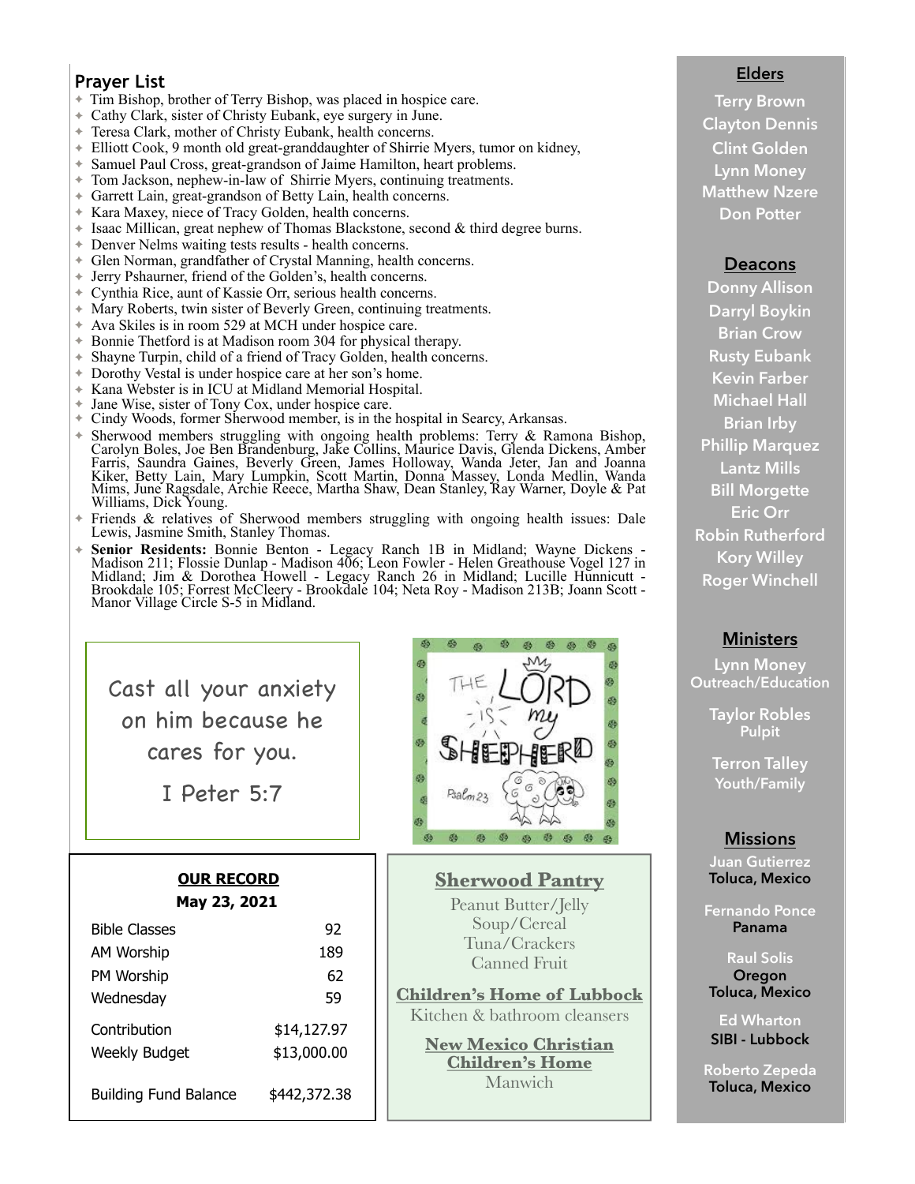## Prayer List

- Tim Bishop, brother of Terry Bishop, was placed in hospice care.
- Cathy Clark, sister of Christy Eubank, eye surgery in June.
- Teresa Clark, mother of Christy Eubank, health concerns.
- Elliott Cook, 9 month old great-granddaughter of Shirrie Myers, tumor on kidney,
- Samuel Paul Cross, great-grandson of Jaime Hamilton, heart problems.
- Tom Jackson, nephew-in-law of Shirrie Myers, continuing treatments.
- Garrett Lain, great-grandson of Betty Lain, health concerns.
- Kara Maxey, niece of Tracy Golden, health concerns.
- Isaac Millican, great nephew of Thomas Blackstone, second & third degree burns.
- Denver Nelms waiting tests results - health concerns.
- Glen Norman, grandfather of Crystal Manning, health concerns.
- Jerry Pshaurner, friend of the Golden's, health concerns.
- Cynthia Rice, aunt of Kassie Orr, serious health concerns.
- Mary Roberts, twin sister of Beverly Green, continuing treatments.
- Ava Skiles is in room 529 at MCH under hospice care.
- Bonnie Thetford is at Madison room 304 for physical therapy.
- Shayne Turpin, child of a friend of Tracy Golden, health concerns.
- Dorothy Vestal is under hospice care at her son's home.
- Kana Webster is in ICU at Midland Memorial Hospital.
- Jane Wise, sister of Tony Cox, under hospice care.
- Cindy Woods, former Sherwood member, is in the hospital in Searcy, Arkansas.
- Sherwood members struggling with ongoing health problems: Terry & Ramona Bishop, Carolyn Boles, Joe Ben Brandenburg, Jake Collins, Maurice Davis, Glenda Dickens, Amber Farris, Saundra Gaines, Beverly Green, James Holloway, Wanda Jeter, Jan and Joanna Kiker, Betty Lain, Mary Lumpkin, Scott Martin, Donna Massey, Londa Medlin, Wanda Mims, June Ragsdale, Archie Reece, Martha Shaw, Dean Stanley, Ray Warner, Doyle & Pat Williams, Dick Young.
- Friends & relatives of Sherwood members struggling with ongoing health issues: Dale Lewis, Jasmine Smith, Stanley Thomas.
- **Senior Residents:** Bonnie Benton - Legacy Ranch 1B in Midland; Wayne Dickens - Madison 211; Flossie Dunlap - Madison 406; Leon Fowler - Helen Greathouse Vogel 127 in Midland; Jim & Dorothea Howell - Legacy Ranch 26 in Midland; Lucille Hunnicutt - Brookdale 105; Forrest McCleery - Brookdale 104; Neta Roy - Madison 213B; Joann Scott - Manor Village Circle S-5 in Midland.

Cast all your anxiety on him because he cares for you.

I Peter 5:7

THE LORD is my SHEPHERD
Psalm 23

### OUR RECORD
**May 23, 2021**

| | |
|---|---|
| Bible Classes | 92 |
| AM Worship | 189 |
| PM Worship | 62 |
| Wednesday | 59 |
| Contribution | $14,127.97 |
| Weekly Budget | $13,000.00 |
| Building Fund Balance | $442,372.38 |

### Sherwood Pantry

Peanut Butter/Jelly
Soup/Cereal
Tuna/Crackers
Canned Fruit

### Children's Home of Lubbock

Kitchen & bathroom cleansers

### New Mexico Christian Children's Home

Manwich

### Elders

Terry Brown
Clayton Dennis
Clint Golden
Lynn Money
Matthew Nzere
Don Potter

### Deacons

Donny Allison
Darryl Boykin
Brian Crow
Rusty Eubank
Kevin Farber
Michael Hall
Brian Irby
Phillip Marquez
Lantz Mills
Bill Morgette
Eric Orr
Robin Rutherford
Kory Willey
Roger Winchell

### Ministers

Lynn Money
Outreach/Education

Taylor Robles
Pulpit

Terron Talley
Youth/Family

### Missions

Juan Gutierrez
Toluca, Mexico

Fernando Ponce
Panama

Raul Solis
Oregon
Toluca, Mexico

Ed Wharton
SIBI - Lubbock

Roberto Zepeda
Toluca, Mexico